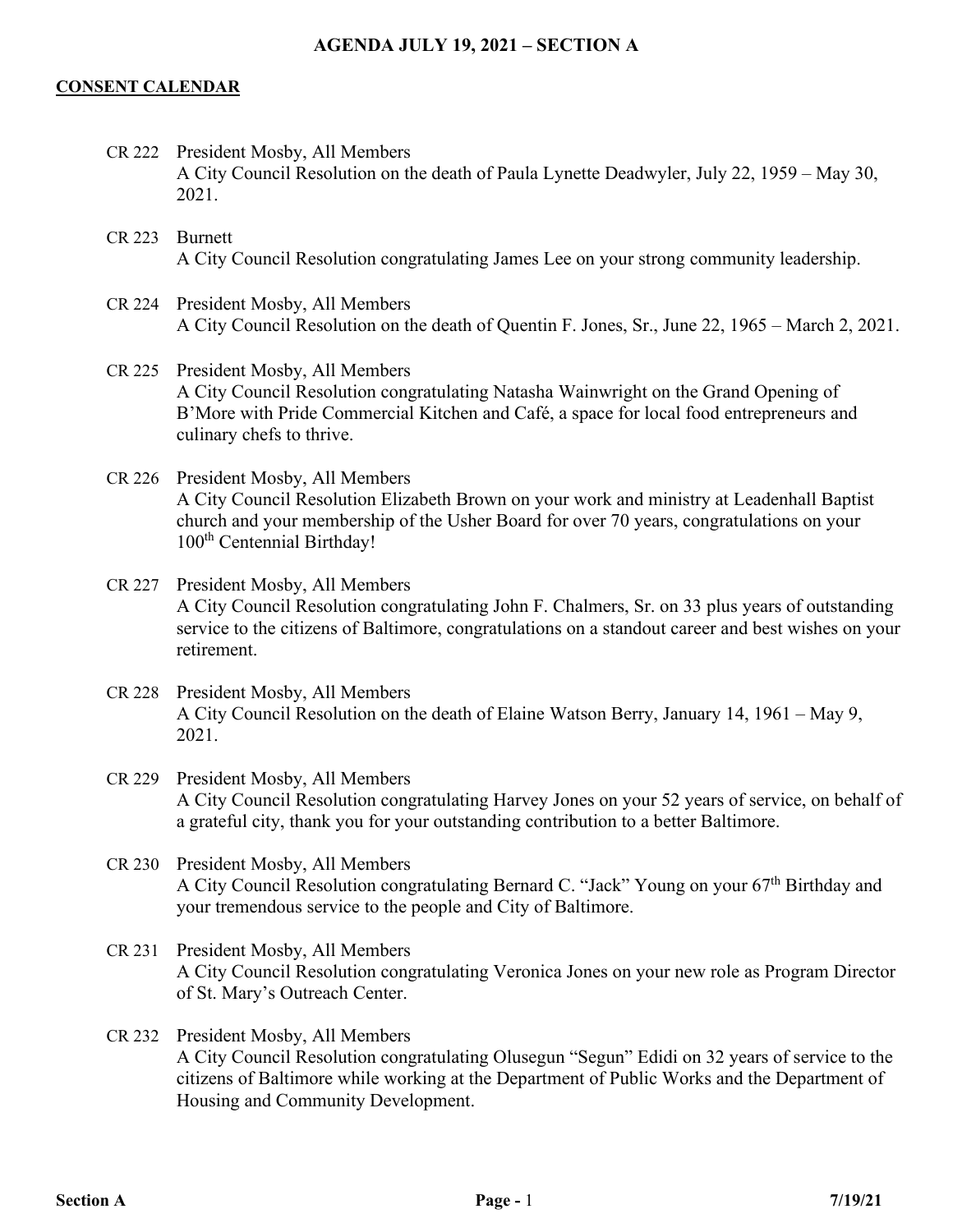# AGENDA JULY 19, 2021 – SECTION A

**CONSENT CALENDAR**

CR 222 President Mosby, All Members
A City Council Resolution on the death of Paula Lynette Deadwyler, July 22, 1959 – May 30, 2021.

CR 223 Burnett
A City Council Resolution congratulating James Lee on your strong community leadership.

CR 224 President Mosby, All Members
A City Council Resolution on the death of Quentin F. Jones, Sr., June 22, 1965 – March 2, 2021.

CR 225 President Mosby, All Members
A City Council Resolution congratulating Natasha Wainwright on the Grand Opening of B'More with Pride Commercial Kitchen and Café, a space for local food entrepreneurs and culinary chefs to thrive.

CR 226 President Mosby, All Members
A City Council Resolution Elizabeth Brown on your work and ministry at Leadenhall Baptist church and your membership of the Usher Board for over 70 years, congratulations on your 100th Centennial Birthday!

CR 227 President Mosby, All Members
A City Council Resolution congratulating John F. Chalmers, Sr. on 33 plus years of outstanding service to the citizens of Baltimore, congratulations on a standout career and best wishes on your retirement.

CR 228 President Mosby, All Members
A City Council Resolution on the death of Elaine Watson Berry, January 14, 1961 – May 9, 2021.

CR 229 President Mosby, All Members
A City Council Resolution congratulating Harvey Jones on your 52 years of service, on behalf of a grateful city, thank you for your outstanding contribution to a better Baltimore.

CR 230 President Mosby, All Members
A City Council Resolution congratulating Bernard C. "Jack" Young on your 67th Birthday and your tremendous service to the people and City of Baltimore.

CR 231 President Mosby, All Members
A City Council Resolution congratulating Veronica Jones on your new role as Program Director of St. Mary's Outreach Center.

CR 232 President Mosby, All Members
A City Council Resolution congratulating Olusegun "Segun" Edidi on 32 years of service to the citizens of Baltimore while working at the Department of Public Works and the Department of Housing and Community Development.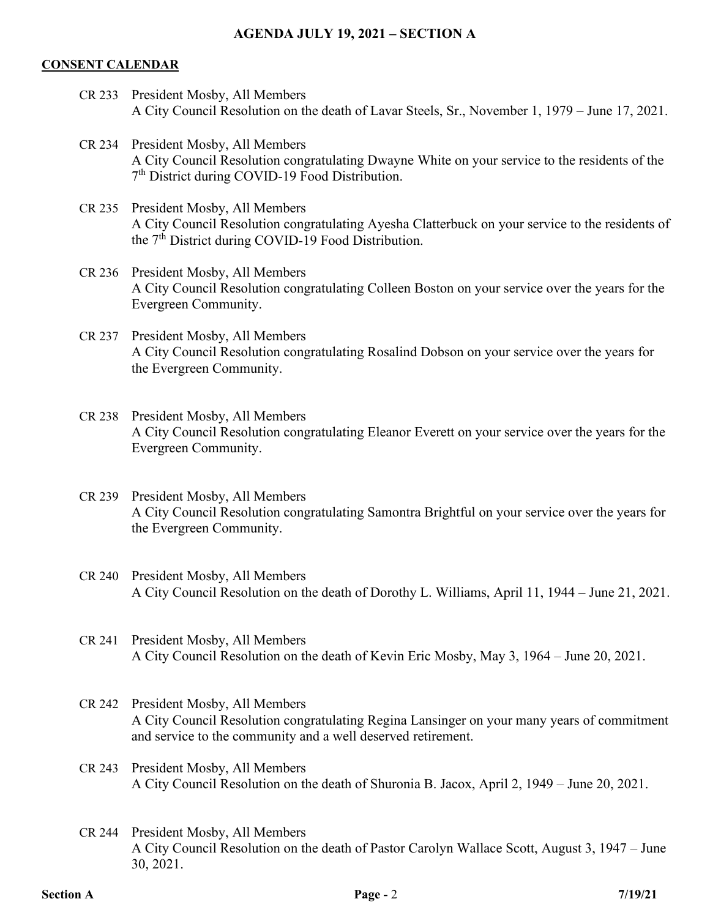**AGENDA JULY 19, 2021 – SECTION A**

**CONSENT CALENDAR**

CR 233 President Mosby, All Members
A City Council Resolution on the death of Lavar Steels, Sr., November 1, 1979 – June 17, 2021.

CR 234 President Mosby, All Members
A City Council Resolution congratulating Dwayne White on your service to the residents of the 7th District during COVID-19 Food Distribution.

CR 235 President Mosby, All Members
A City Council Resolution congratulating Ayesha Clatterbuck on your service to the residents of the 7th District during COVID-19 Food Distribution.

CR 236 President Mosby, All Members
A City Council Resolution congratulating Colleen Boston on your service over the years for the Evergreen Community.

CR 237 President Mosby, All Members
A City Council Resolution congratulating Rosalind Dobson on your service over the years for the Evergreen Community.

CR 238 President Mosby, All Members
A City Council Resolution congratulating Eleanor Everett on your service over the years for the Evergreen Community.

CR 239 President Mosby, All Members
A City Council Resolution congratulating Samontra Brightful on your service over the years for the Evergreen Community.

CR 240 President Mosby, All Members
A City Council Resolution on the death of Dorothy L. Williams, April 11, 1944 – June 21, 2021.

CR 241 President Mosby, All Members
A City Council Resolution on the death of Kevin Eric Mosby, May 3, 1964 – June 20, 2021.

CR 242 President Mosby, All Members
A City Council Resolution congratulating Regina Lansinger on your many years of commitment and service to the community and a well deserved retirement.

CR 243 President Mosby, All Members
A City Council Resolution on the death of Shuronia B. Jacox, April 2, 1949 – June 20, 2021.

CR 244 President Mosby, All Members
A City Council Resolution on the death of Pastor Carolyn Wallace Scott, August 3, 1947 – June 30, 2021.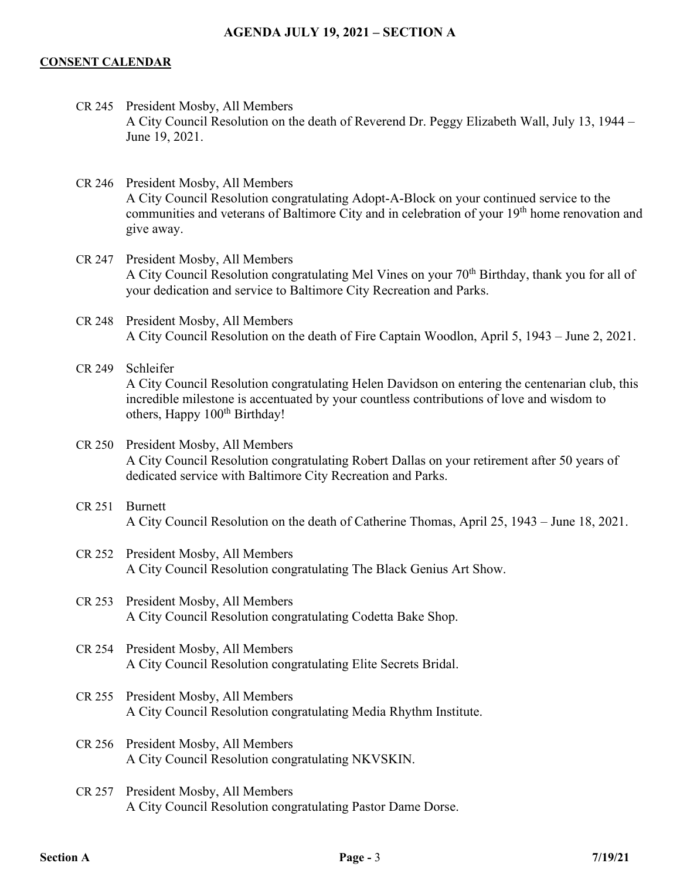## CONSENT CALENDAR

CR 245 President Mosby, All Members
A City Council Resolution on the death of Reverend Dr. Peggy Elizabeth Wall, July 13, 1944 – June 19, 2021.

CR 246 President Mosby, All Members
A City Council Resolution congratulating Adopt-A-Block on your continued service to the communities and veterans of Baltimore City and in celebration of your 19th home renovation and give away.

CR 247 President Mosby, All Members
A City Council Resolution congratulating Mel Vines on your 70th Birthday, thank you for all of your dedication and service to Baltimore City Recreation and Parks.

CR 248 President Mosby, All Members
A City Council Resolution on the death of Fire Captain Woodlon, April 5, 1943 – June 2, 2021.

CR 249 Schleifer
A City Council Resolution congratulating Helen Davidson on entering the centenarian club, this incredible milestone is accentuated by your countless contributions of love and wisdom to others, Happy 100th Birthday!

CR 250 President Mosby, All Members
A City Council Resolution congratulating Robert Dallas on your retirement after 50 years of dedicated service with Baltimore City Recreation and Parks.

CR 251 Burnett
A City Council Resolution on the death of Catherine Thomas, April 25, 1943 – June 18, 2021.

CR 252 President Mosby, All Members
A City Council Resolution congratulating The Black Genius Art Show.

CR 253 President Mosby, All Members
A City Council Resolution congratulating Codetta Bake Shop.

CR 254 President Mosby, All Members
A City Council Resolution congratulating Elite Secrets Bridal.

CR 255 President Mosby, All Members
A City Council Resolution congratulating Media Rhythm Institute.

CR 256 President Mosby, All Members
A City Council Resolution congratulating NKVSKIN.

CR 257 President Mosby, All Members
A City Council Resolution congratulating Pastor Dame Dorse.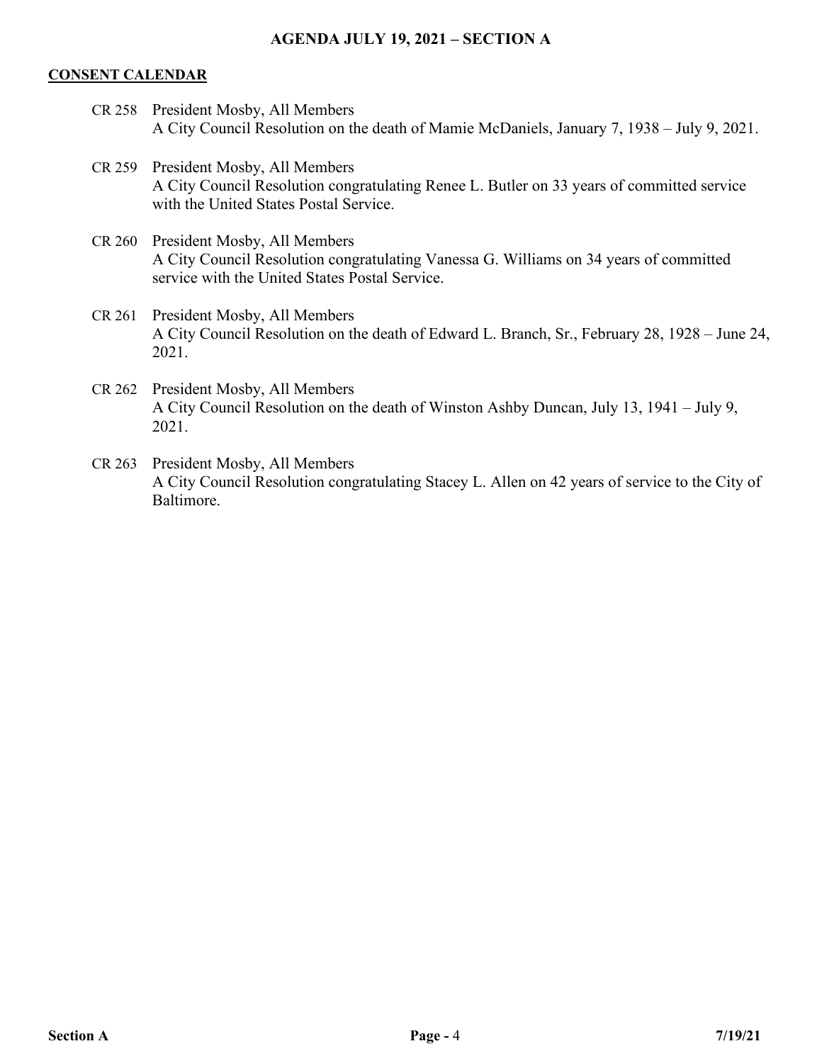**CONSENT CALENDAR**

CR 258 President Mosby, All Members
A City Council Resolution on the death of Mamie McDaniels, January 7, 1938 – July 9, 2021.

CR 259 President Mosby, All Members
A City Council Resolution congratulating Renee L. Butler on 33 years of committed service with the United States Postal Service.

CR 260 President Mosby, All Members
A City Council Resolution congratulating Vanessa G. Williams on 34 years of committed service with the United States Postal Service.

CR 261 President Mosby, All Members
A City Council Resolution on the death of Edward L. Branch, Sr., February 28, 1928 – June 24, 2021.

CR 262 President Mosby, All Members
A City Council Resolution on the death of Winston Ashby Duncan, July 13, 1941 – July 9, 2021.

CR 263 President Mosby, All Members
A City Council Resolution congratulating Stacey L. Allen on 42 years of service to the City of Baltimore.